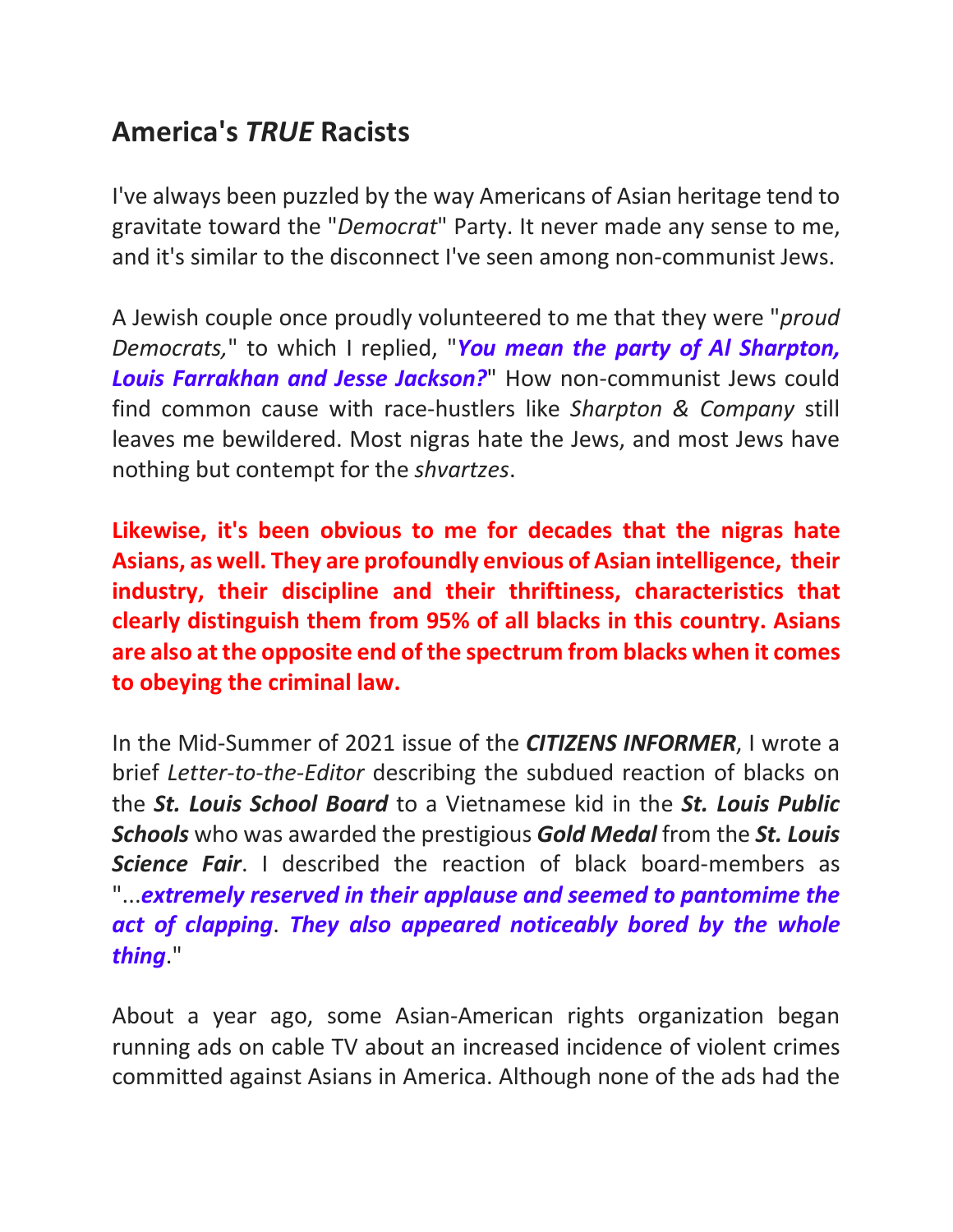## America's *TRUE* Racists

I've always been puzzled by the way Americans of Asian heritage tend to gravitate toward the "*Democrat*" Party. It never made any sense to me, and it's similar to the disconnect I've seen among non-communist Jews.

A Jewish couple once proudly volunteered to me that they were "*proud Democrats,*" to which I replied, "***You mean the party of Al Sharpton, Louis Farrakhan and Jesse Jackson?***" How non-communist Jews could find common cause with race-hustlers like *Sharpton & Company* still leaves me bewildered. Most nigras hate the Jews, and most Jews have nothing but contempt for the *shvartzes*.

**Likewise, it's been obvious to me for decades that the nigras hate Asians, as well. They are profoundly envious of Asian intelligence, their industry, their discipline and their thriftiness, characteristics that clearly distinguish them from 95% of all blacks in this country. Asians are also at the opposite end of the spectrum from blacks when it comes to obeying the criminal law.**

In the Mid-Summer of 2021 issue of the ***CITIZENS INFORMER***, I wrote a brief *Letter-to-the-Editor* describing the subdued reaction of blacks on the ***St. Louis School Board*** to a Vietnamese kid in the ***St. Louis Public Schools*** who was awarded the prestigious ***Gold Medal*** from the ***St. Louis Science Fair***. I described the reaction of black board-members as "...***extremely reserved in their applause and seemed to pantomime the act of clapping***. ***They also appeared noticeably bored by the whole thing***."

About a year ago, some Asian-American rights organization began running ads on cable TV about an increased incidence of violent crimes committed against Asians in America. Although none of the ads had the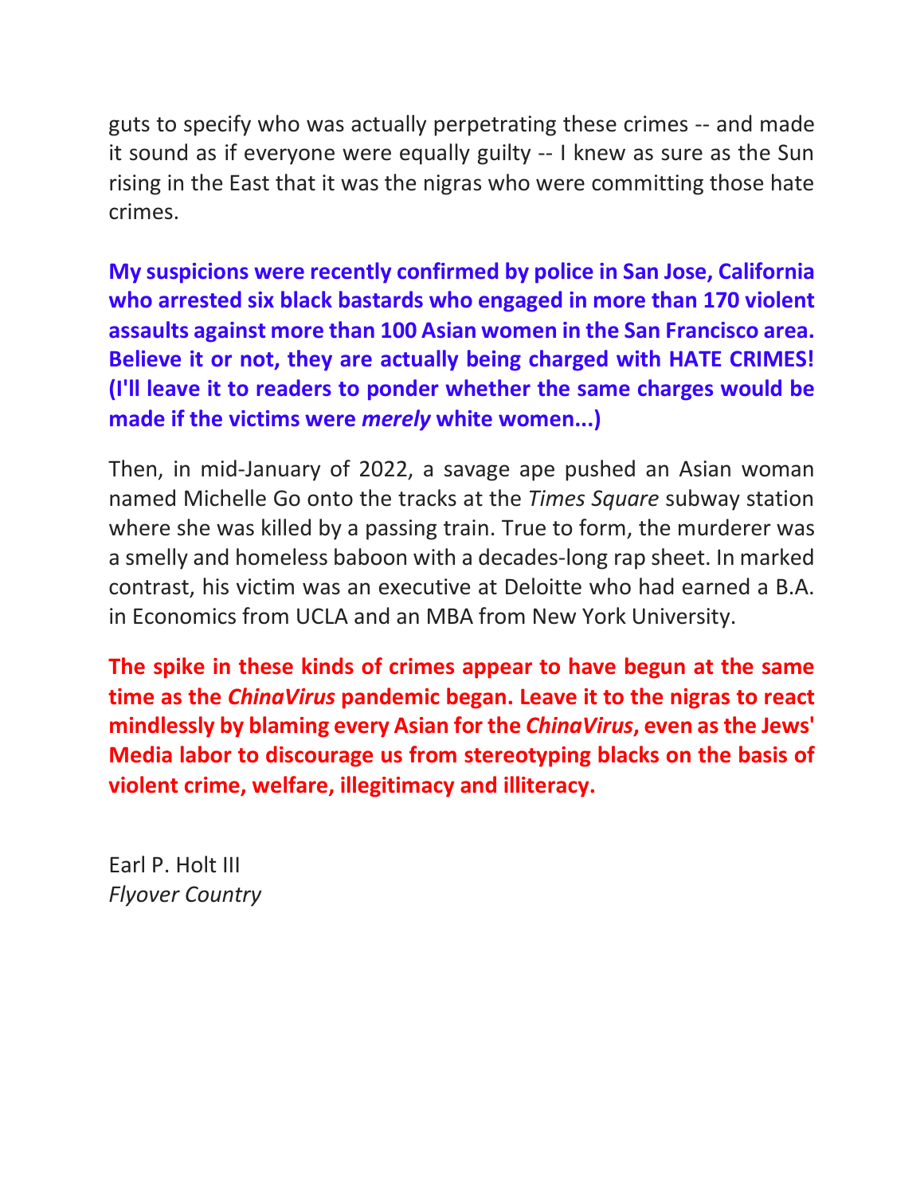guts to specify who was actually perpetrating these crimes -- and made it sound as if everyone were equally guilty -- I knew as sure as the Sun rising in the East that it was the nigras who were committing those hate crimes.

**My suspicions were recently confirmed by police in San Jose, California who arrested six black bastards who engaged in more than 170 violent assaults against more than 100 Asian women in the San Francisco area. Believe it or not, they are actually being charged with HATE CRIMES! (I'll leave it to readers to ponder whether the same charges would be made if the victims were *merely* white women...)**

Then, in mid-January of 2022, a savage ape pushed an Asian woman named Michelle Go onto the tracks at the *Times Square* subway station where she was killed by a passing train. True to form, the murderer was a smelly and homeless baboon with a decades-long rap sheet. In marked contrast, his victim was an executive at Deloitte who had earned a B.A. in Economics from UCLA and an MBA from New York University.

**The spike in these kinds of crimes appear to have begun at the same time as the *ChinaVirus* pandemic began. Leave it to the nigras to react mindlessly by blaming every Asian for the *ChinaVirus*, even as the Jews' Media labor to discourage us from stereotyping blacks on the basis of violent crime, welfare, illegitimacy and illiteracy.**

Earl P. Holt III
*Flyover Country*